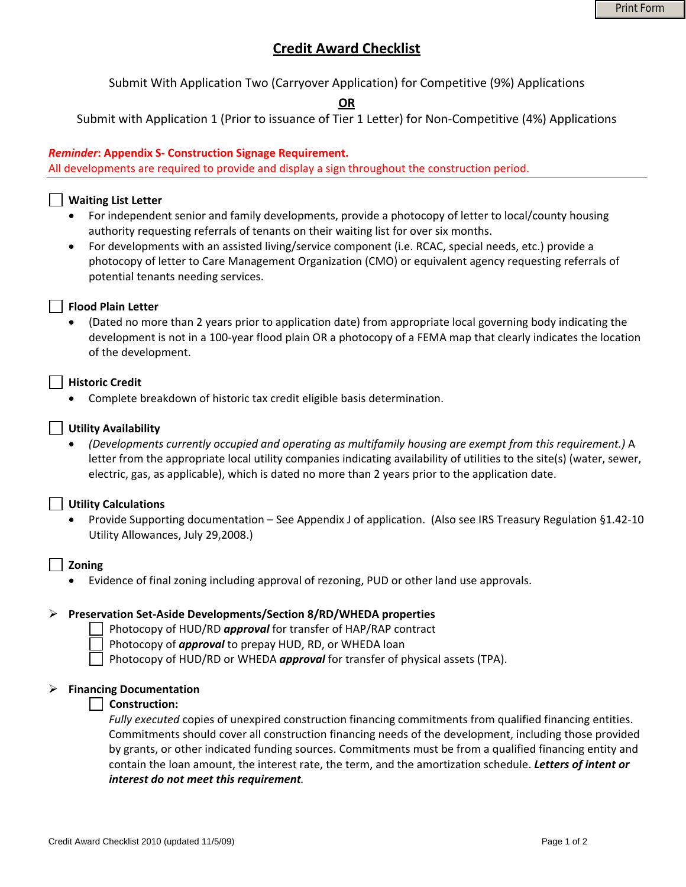# Credit Award Checklist

Submit With Application Two (Carryover Application) for Competitive (9%) Applications

**OR**

Submit with Application 1 (Prior to issuance of Tier 1 Letter) for Non-Competitive (4%) Applications

***Reminder*: Appendix S- Construction Signage Requirement.**
All developments are required to provide and display a sign throughout the construction period.

---

☐ **Waiting List Letter**

- For independent senior and family developments, provide a photocopy of letter to local/county housing authority requesting referrals of tenants on their waiting list for over six months.
- For developments with an assisted living/service component (i.e. RCAC, special needs, etc.) provide a photocopy of letter to Care Management Organization (CMO) or equivalent agency requesting referrals of potential tenants needing services.

☐ **Flood Plain Letter**

- (Dated no more than 2 years prior to application date) from appropriate local governing body indicating the development is not in a 100-year flood plain OR a photocopy of a FEMA map that clearly indicates the location of the development.

☐ **Historic Credit**

- Complete breakdown of historic tax credit eligible basis determination.

☐ **Utility Availability**

- *(Developments currently occupied and operating as multifamily housing are exempt from this requirement.)* A letter from the appropriate local utility companies indicating availability of utilities to the site(s) (water, sewer, electric, gas, as applicable), which is dated no more than 2 years prior to the application date.

☐ **Utility Calculations**

- Provide Supporting documentation – See Appendix J of application. (Also see IRS Treasury Regulation §1.42-10 Utility Allowances, July 29,2008.)

☐ **Zoning**

- Evidence of final zoning including approval of rezoning, PUD or other land use approvals.

➢ **Preservation Set-Aside Developments/Section 8/RD/WHEDA properties**

- ☐ Photocopy of HUD/RD ***approval*** for transfer of HAP/RAP contract
- ☐ Photocopy of ***approval*** to prepay HUD, RD, or WHEDA loan
- ☐ Photocopy of HUD/RD or WHEDA ***approval*** for transfer of physical assets (TPA).

➢ **Financing Documentation**

- ☐ **Construction:**

  *Fully executed* copies of unexpired construction financing commitments from qualified financing entities. Commitments should cover all construction financing needs of the development, including those provided by grants, or other indicated funding sources. Commitments must be from a qualified financing entity and contain the loan amount, the interest rate, the term, and the amortization schedule. ***Letters of intent or interest do not meet this requirement****.*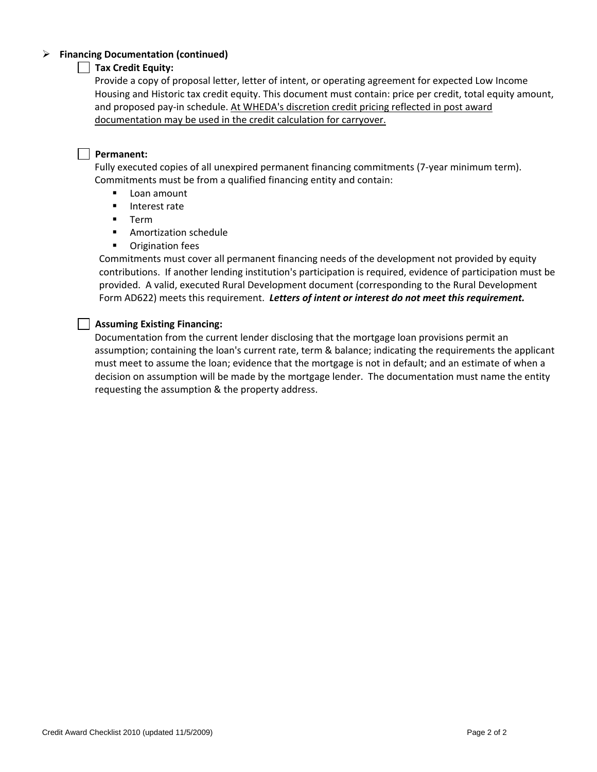- **Financing Documentation (continued)**

  - [ ] **Tax Credit Equity:**

    Provide a copy of proposal letter, letter of intent, or operating agreement for expected Low Income Housing and Historic tax credit equity. This document must contain: price per credit, total equity amount, and proposed pay-in schedule. <u>At WHEDA's discretion credit pricing reflected in post award documentation may be used in the credit calculation for carryover.</u>

  - [ ] **Permanent:**

    Fully executed copies of all unexpired permanent financing commitments (7-year minimum term). Commitments must be from a qualified financing entity and contain:

    - Loan amount
    - Interest rate
    - Term
    - Amortization schedule
    - Origination fees

    Commitments must cover all permanent financing needs of the development not provided by equity contributions. If another lending institution's participation is required, evidence of participation must be provided. A valid, executed Rural Development document (corresponding to the Rural Development Form AD622) meets this requirement. ***Letters of intent or interest do not meet this requirement.***

  - [ ] **Assuming Existing Financing:**

    Documentation from the current lender disclosing that the mortgage loan provisions permit an assumption; containing the loan's current rate, term & balance; indicating the requirements the applicant must meet to assume the loan; evidence that the mortgage is not in default; and an estimate of when a decision on assumption will be made by the mortgage lender. The documentation must name the entity requesting the assumption & the property address.